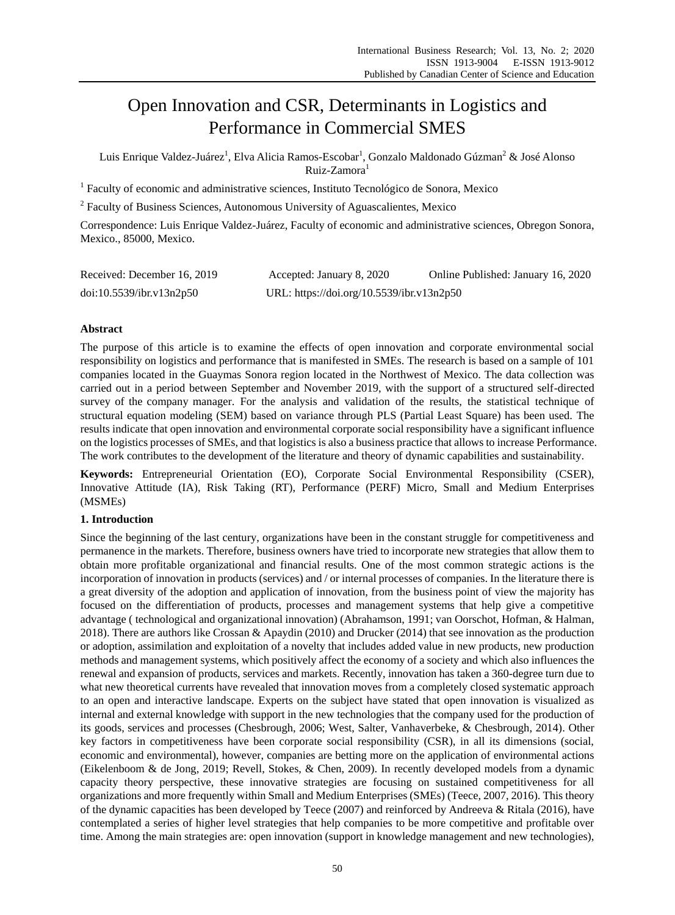# Open Innovation and CSR, Determinants in Logistics and Performance in Commercial SMES

Luis Enrique Valdez-Juárez[1], Elva Alicia Ramos-Escobar[1], Gonzalo Maldonado Gúzman[2] & José Alonso Ruiz-Zamora[1]

[1] Faculty of economic and administrative sciences, Instituto Tecnológico de Sonora, Mexico

[2] Faculty of Business Sciences, Autonomous University of Aguascalientes, Mexico

Correspondence: Luis Enrique Valdez-Juárez, Faculty of economic and administrative sciences, Obregon Sonora, Mexico., 85000, Mexico.

Received: December 16, 2019 Accepted: January 8, 2020 Online Published: January 16, 2020

doi:10.5539/ibr.v13n2p50 URL: https://doi.org/10.5539/ibr.v13n2p50

## Abstract

The purpose of this article is to examine the effects of open innovation and corporate environmental social responsibility on logistics and performance that is manifested in SMEs. The research is based on a sample of 101 companies located in the Guaymas Sonora region located in the Northwest of Mexico. The data collection was carried out in a period between September and November 2019, with the support of a structured self-directed survey of the company manager. For the analysis and validation of the results, the statistical technique of structural equation modeling (SEM) based on variance through PLS (Partial Least Square) has been used. The results indicate that open innovation and environmental corporate social responsibility have a significant influence on the logistics processes of SMEs, and that logistics is also a business practice that allows to increase Performance. The work contributes to the development of the literature and theory of dynamic capabilities and sustainability.

**Keywords:** Entrepreneurial Orientation (EO), Corporate Social Environmental Responsibility (CSER), Innovative Attitude (IA), Risk Taking (RT), Performance (PERF) Micro, Small and Medium Enterprises (MSMEs)

## 1. Introduction

Since the beginning of the last century, organizations have been in the constant struggle for competitiveness and permanence in the markets. Therefore, business owners have tried to incorporate new strategies that allow them to obtain more profitable organizational and financial results. One of the most common strategic actions is the incorporation of innovation in products (services) and / or internal processes of companies. In the literature there is a great diversity of the adoption and application of innovation, from the business point of view the majority has focused on the differentiation of products, processes and management systems that help give a competitive advantage ( technological and organizational innovation) (Abrahamson, 1991; van Oorschot, Hofman, & Halman, 2018). There are authors like Crossan & Apaydin (2010) and Drucker (2014) that see innovation as the production or adoption, assimilation and exploitation of a novelty that includes added value in new products, new production methods and management systems, which positively affect the economy of a society and which also influences the renewal and expansion of products, services and markets. Recently, innovation has taken a 360-degree turn due to what new theoretical currents have revealed that innovation moves from a completely closed systematic approach to an open and interactive landscape. Experts on the subject have stated that open innovation is visualized as internal and external knowledge with support in the new technologies that the company used for the production of its goods, services and processes (Chesbrough, 2006; West, Salter, Vanhaverbeke, & Chesbrough, 2014). Other key factors in competitiveness have been corporate social responsibility (CSR), in all its dimensions (social, economic and environmental), however, companies are betting more on the application of environmental actions (Eikelenboom & de Jong, 2019; Revell, Stokes, & Chen, 2009). In recently developed models from a dynamic capacity theory perspective, these innovative strategies are focusing on sustained competitiveness for all organizations and more frequently within Small and Medium Enterprises (SMEs) (Teece, 2007, 2016). This theory of the dynamic capacities has been developed by Teece (2007) and reinforced by Andreeva & Ritala (2016), have contemplated a series of higher level strategies that help companies to be more competitive and profitable over time. Among the main strategies are: open innovation (support in knowledge management and new technologies),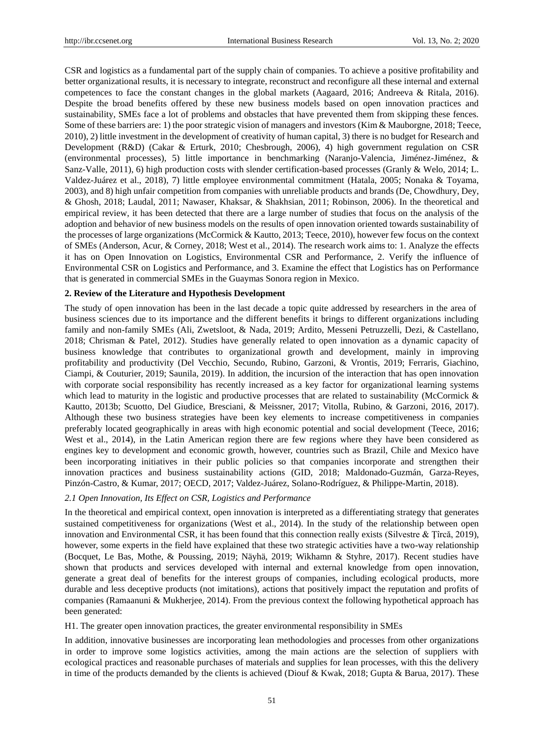CSR and logistics as a fundamental part of the supply chain of companies. To achieve a positive profitability and better organizational results, it is necessary to integrate, reconstruct and reconfigure all these internal and external competences to face the constant changes in the global markets (Aagaard, 2016; Andreeva & Ritala, 2016). Despite the broad benefits offered by these new business models based on open innovation practices and sustainability, SMEs face a lot of problems and obstacles that have prevented them from skipping these fences. Some of these barriers are: 1) the poor strategic vision of managers and investors (Kim & Mauborgne, 2018; Teece, 2010), 2) little investment in the development of creativity of human capital, 3) there is no budget for Research and Development (R&D) (Cakar & Erturk, 2010; Chesbrough, 2006), 4) high government regulation on CSR (environmental processes), 5) little importance in benchmarking (Naranjo-Valencia, Jiménez-Jiménez, & Sanz-Valle, 2011), 6) high production costs with slender certification-based processes (Granly & Welo, 2014; L. Valdez-Juárez et al., 2018), 7) little employee environmental commitment (Hatala, 2005; Nonaka & Toyama, 2003), and 8) high unfair competition from companies with unreliable products and brands (De, Chowdhury, Dey, & Ghosh, 2018; Laudal, 2011; Nawaser, Khaksar, & Shakhsian, 2011; Robinson, 2006). In the theoretical and empirical review, it has been detected that there are a large number of studies that focus on the analysis of the adoption and behavior of new business models on the results of open innovation oriented towards sustainability of the processes of large organizations (McCormick & Kautto, 2013; Teece, 2010), however few focus on the context of SMEs (Anderson, Acur, & Corney, 2018; West et al., 2014). The research work aims to: 1. Analyze the effects it has on Open Innovation on Logistics, Environmental CSR and Performance, 2. Verify the influence of Environmental CSR on Logistics and Performance, and 3. Examine the effect that Logistics has on Performance that is generated in commercial SMEs in the Guaymas Sonora region in Mexico.

## 2. Review of the Literature and Hypothesis Development

The study of open innovation has been in the last decade a topic quite addressed by researchers in the area of business sciences due to its importance and the different benefits it brings to different organizations including family and non-family SMEs (Ali, Zwetsloot, & Nada, 2019; Ardito, Messeni Petruzzelli, Dezi, & Castellano, 2018; Chrisman & Patel, 2012). Studies have generally related to open innovation as a dynamic capacity of business knowledge that contributes to organizational growth and development, mainly in improving profitability and productivity (Del Vecchio, Secundo, Rubino, Garzoni, & Vrontis, 2019; Ferraris, Giachino, Ciampi, & Couturier, 2019; Saunila, 2019). In addition, the incursion of the interaction that has open innovation with corporate social responsibility has recently increased as a key factor for organizational learning systems which lead to maturity in the logistic and productive processes that are related to sustainability (McCormick & Kautto, 2013b; Scuotto, Del Giudice, Bresciani, & Meissner, 2017; Vitolla, Rubino, & Garzoni, 2016, 2017). Although these two business strategies have been key elements to increase competitiveness in companies preferably located geographically in areas with high economic potential and social development (Teece, 2016; West et al., 2014), in the Latin American region there are few regions where they have been considered as engines key to development and economic growth, however, countries such as Brazil, Chile and Mexico have been incorporating initiatives in their public policies so that companies incorporate and strengthen their innovation practices and business sustainability actions (GID, 2018; Maldonado-Guzmán, Garza-Reyes, Pinzón-Castro, & Kumar, 2017; OECD, 2017; Valdez-Juárez, Solano-Rodríguez, & Philippe-Martin, 2018).

### *2.1 Open Innovation, Its Effect on CSR, Logistics and Performance*

In the theoretical and empirical context, open innovation is interpreted as a differentiating strategy that generates sustained competitiveness for organizations (West et al., 2014). In the study of the relationship between open innovation and Environmental CSR, it has been found that this connection really exists (Silvestre & Ţîrcă, 2019), however, some experts in the field have explained that these two strategic activities have a two-way relationship (Bocquet, Le Bas, Mothe, & Poussing, 2019; Näyhä, 2019; Wikhamn & Styhre, 2017). Recent studies have shown that products and services developed with internal and external knowledge from open innovation, generate a great deal of benefits for the interest groups of companies, including ecological products, more durable and less deceptive products (not imitations), actions that positively impact the reputation and profits of companies (Ramaanuni & Mukherjee, 2014). From the previous context the following hypothetical approach has been generated:

H1. The greater open innovation practices, the greater environmental responsibility in SMEs

In addition, innovative businesses are incorporating lean methodologies and processes from other organizations in order to improve some logistics activities, among the main actions are the selection of suppliers with ecological practices and reasonable purchases of materials and supplies for lean processes, with this the delivery in time of the products demanded by the clients is achieved (Diouf & Kwak, 2018; Gupta & Barua, 2017). These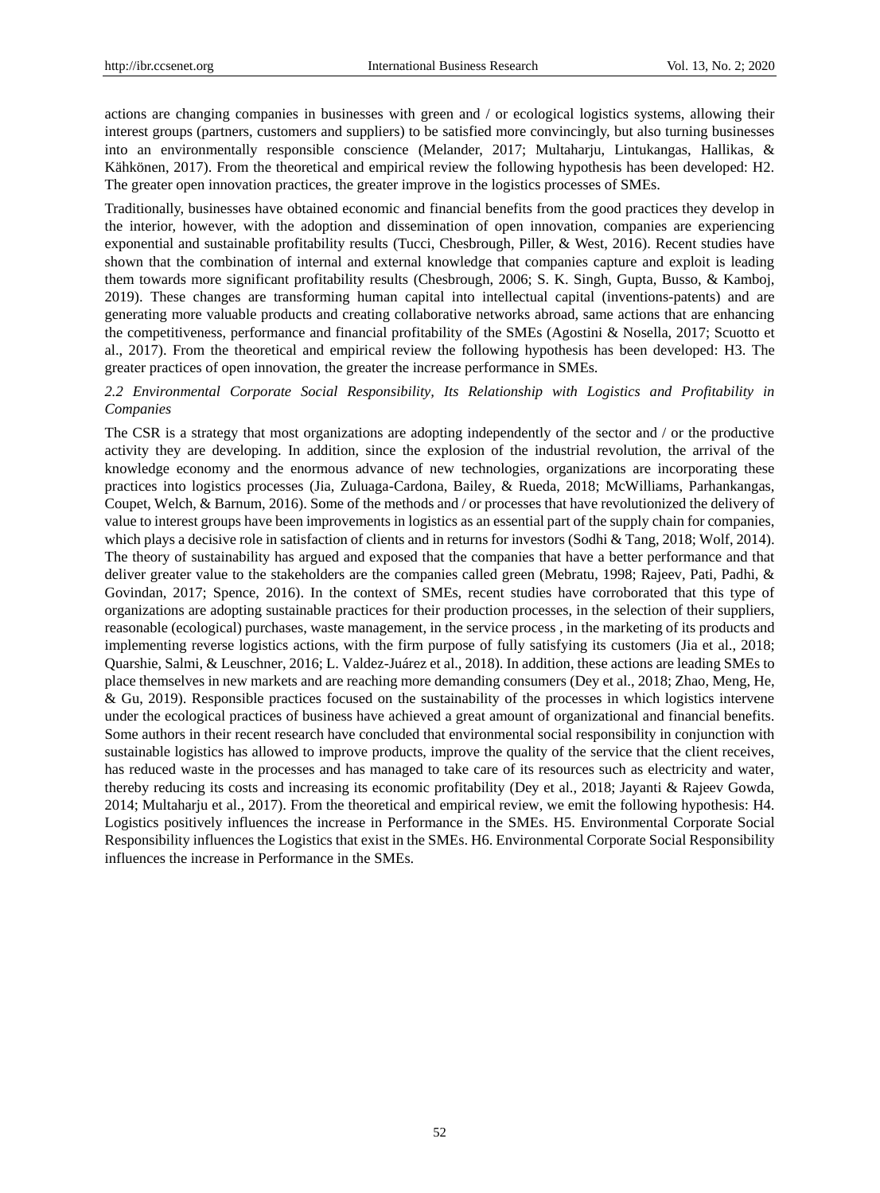actions are changing companies in businesses with green and / or ecological logistics systems, allowing their interest groups (partners, customers and suppliers) to be satisfied more convincingly, but also turning businesses into an environmentally responsible conscience (Melander, 2017; Multaharju, Lintukangas, Hallikas, & Kähkönen, 2017). From the theoretical and empirical review the following hypothesis has been developed: H2. The greater open innovation practices, the greater improve in the logistics processes of SMEs.

Traditionally, businesses have obtained economic and financial benefits from the good practices they develop in the interior, however, with the adoption and dissemination of open innovation, companies are experiencing exponential and sustainable profitability results (Tucci, Chesbrough, Piller, & West, 2016). Recent studies have shown that the combination of internal and external knowledge that companies capture and exploit is leading them towards more significant profitability results (Chesbrough, 2006; S. K. Singh, Gupta, Busso, & Kamboj, 2019). These changes are transforming human capital into intellectual capital (inventions-patents) and are generating more valuable products and creating collaborative networks abroad, same actions that are enhancing the competitiveness, performance and financial profitability of the SMEs (Agostini & Nosella, 2017; Scuotto et al., 2017). From the theoretical and empirical review the following hypothesis has been developed: H3. The greater practices of open innovation, the greater the increase performance in SMEs.

### *2.2 Environmental Corporate Social Responsibility, Its Relationship with Logistics and Profitability in Companies*

The CSR is a strategy that most organizations are adopting independently of the sector and / or the productive activity they are developing. In addition, since the explosion of the industrial revolution, the arrival of the knowledge economy and the enormous advance of new technologies, organizations are incorporating these practices into logistics processes (Jia, Zuluaga-Cardona, Bailey, & Rueda, 2018; McWilliams, Parhankangas, Coupet, Welch, & Barnum, 2016). Some of the methods and / or processes that have revolutionized the delivery of value to interest groups have been improvements in logistics as an essential part of the supply chain for companies, which plays a decisive role in satisfaction of clients and in returns for investors (Sodhi & Tang, 2018; Wolf, 2014). The theory of sustainability has argued and exposed that the companies that have a better performance and that deliver greater value to the stakeholders are the companies called green (Mebratu, 1998; Rajeev, Pati, Padhi, & Govindan, 2017; Spence, 2016). In the context of SMEs, recent studies have corroborated that this type of organizations are adopting sustainable practices for their production processes, in the selection of their suppliers, reasonable (ecological) purchases, waste management, in the service process , in the marketing of its products and implementing reverse logistics actions, with the firm purpose of fully satisfying its customers (Jia et al., 2018; Quarshie, Salmi, & Leuschner, 2016; L. Valdez-Juárez et al., 2018). In addition, these actions are leading SMEs to place themselves in new markets and are reaching more demanding consumers (Dey et al., 2018; Zhao, Meng, He, & Gu, 2019). Responsible practices focused on the sustainability of the processes in which logistics intervene under the ecological practices of business have achieved a great amount of organizational and financial benefits. Some authors in their recent research have concluded that environmental social responsibility in conjunction with sustainable logistics has allowed to improve products, improve the quality of the service that the client receives, has reduced waste in the processes and has managed to take care of its resources such as electricity and water, thereby reducing its costs and increasing its economic profitability (Dey et al., 2018; Jayanti & Rajeev Gowda, 2014; Multaharju et al., 2017). From the theoretical and empirical review, we emit the following hypothesis: H4. Logistics positively influences the increase in Performance in the SMEs. H5. Environmental Corporate Social Responsibility influences the Logistics that exist in the SMEs. H6. Environmental Corporate Social Responsibility influences the increase in Performance in the SMEs.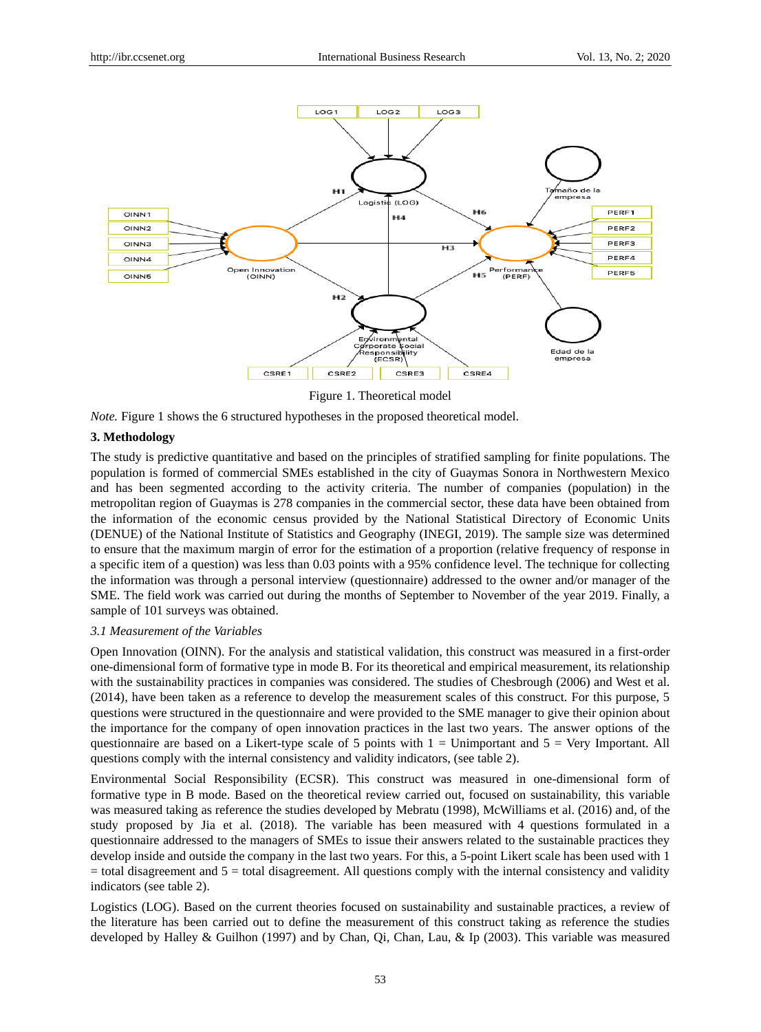Figure 1. Theoretical model

*Note.* Figure 1 shows the 6 structured hypotheses in the proposed theoretical model.

## 3. Methodology

The study is predictive quantitative and based on the principles of stratified sampling for finite populations. The population is formed of commercial SMEs established in the city of Guaymas Sonora in Northwestern Mexico and has been segmented according to the activity criteria. The number of companies (population) in the metropolitan region of Guaymas is 278 companies in the commercial sector, these data have been obtained from the information of the economic census provided by the National Statistical Directory of Economic Units (DENUE) of the National Institute of Statistics and Geography (INEGI, 2019). The sample size was determined to ensure that the maximum margin of error for the estimation of a proportion (relative frequency of response in a specific item of a question) was less than 0.03 points with a 95% confidence level. The technique for collecting the information was through a personal interview (questionnaire) addressed to the owner and/or manager of the SME. The field work was carried out during the months of September to November of the year 2019. Finally, a sample of 101 surveys was obtained.

### *3.1 Measurement of the Variables*

Open Innovation (OINN). For the analysis and statistical validation, this construct was measured in a first-order one-dimensional form of formative type in mode B. For its theoretical and empirical measurement, its relationship with the sustainability practices in companies was considered. The studies of Chesbrough (2006) and West et al. (2014), have been taken as a reference to develop the measurement scales of this construct. For this purpose, 5 questions were structured in the questionnaire and were provided to the SME manager to give their opinion about the importance for the company of open innovation practices in the last two years. The answer options of the questionnaire are based on a Likert-type scale of 5 points with 1 = Unimportant and 5 = Very Important. All questions comply with the internal consistency and validity indicators, (see table 2).

Environmental Social Responsibility (ECSR). This construct was measured in one-dimensional form of formative type in B mode. Based on the theoretical review carried out, focused on sustainability, this variable was measured taking as reference the studies developed by Mebratu (1998), McWilliams et al. (2016) and, of the study proposed by Jia et al. (2018). The variable has been measured with 4 questions formulated in a questionnaire addressed to the managers of SMEs to issue their answers related to the sustainable practices they develop inside and outside the company in the last two years. For this, a 5-point Likert scale has been used with 1 = total disagreement and 5 = total disagreement. All questions comply with the internal consistency and validity indicators (see table 2).

Logistics (LOG). Based on the current theories focused on sustainability and sustainable practices, a review of the literature has been carried out to define the measurement of this construct taking as reference the studies developed by Halley & Guilhon (1997) and by Chan, Qi, Chan, Lau, & Ip (2003). This variable was measured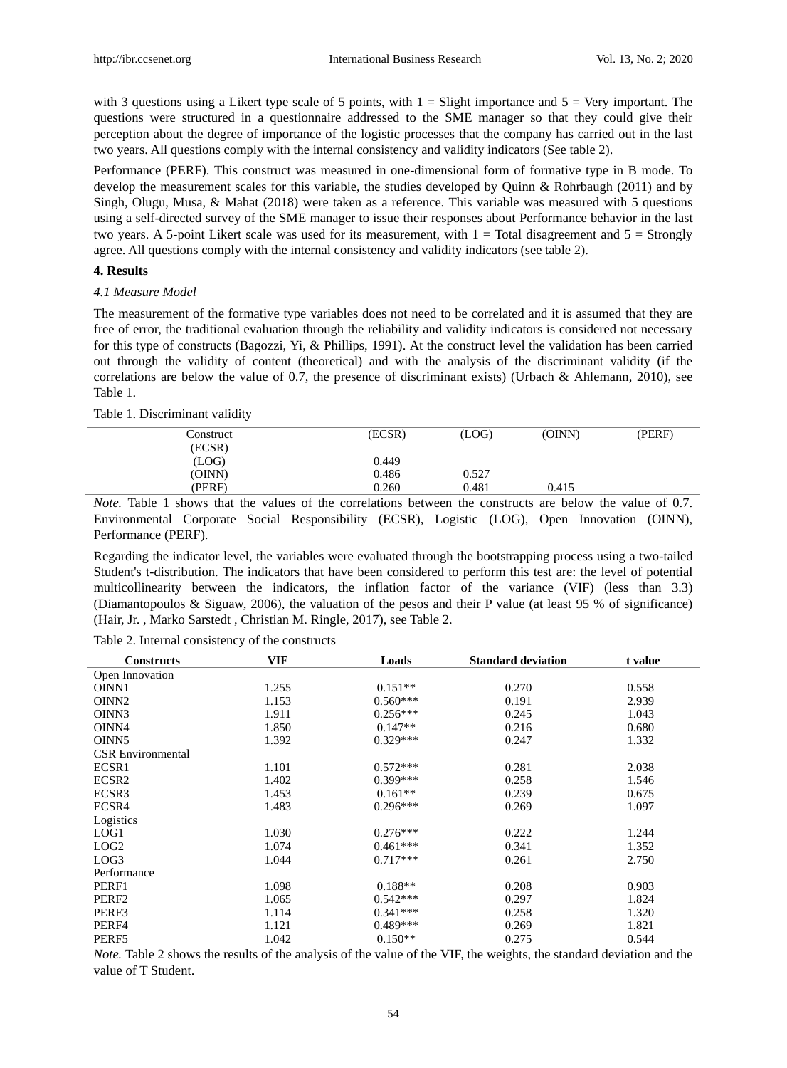with 3 questions using a Likert type scale of 5 points, with 1 = Slight importance and 5 = Very important. The questions were structured in a questionnaire addressed to the SME manager so that they could give their perception about the degree of importance of the logistic processes that the company has carried out in the last two years. All questions comply with the internal consistency and validity indicators (See table 2).

Performance (PERF). This construct was measured in one-dimensional form of formative type in B mode. To develop the measurement scales for this variable, the studies developed by Quinn & Rohrbaugh (2011) and by Singh, Olugu, Musa, & Mahat (2018) were taken as a reference. This variable was measured with 5 questions using a self-directed survey of the SME manager to issue their responses about Performance behavior in the last two years. A 5-point Likert scale was used for its measurement, with 1 = Total disagreement and 5 = Strongly agree. All questions comply with the internal consistency and validity indicators (see table 2).

## 4. Results

### *4.1 Measure Model*

The measurement of the formative type variables does not need to be correlated and it is assumed that they are free of error, the traditional evaluation through the reliability and validity indicators is considered not necessary for this type of constructs (Bagozzi, Yi, & Phillips, 1991). At the construct level the validation has been carried out through the validity of content (theoretical) and with the analysis of the discriminant validity (if the correlations are below the value of 0.7, the presence of discriminant exists) (Urbach & Ahlemann, 2010), see Table 1.

Table 1. Discriminant validity

| Construct | (ECSR) | (LOG) | (OINN) | (PERF) |
|---|---|---|---|---|
| (ECSR) | | | | |
| (LOG) | 0.449 | | | |
| (OINN) | 0.486 | 0.527 | | |
| (PERF) | 0.260 | 0.481 | 0.415 | |

*Note.* Table 1 shows that the values of the correlations between the constructs are below the value of 0.7. Environmental Corporate Social Responsibility (ECSR), Logistic (LOG), Open Innovation (OINN), Performance (PERF).

Regarding the indicator level, the variables were evaluated through the bootstrapping process using a two-tailed Student's t-distribution. The indicators that have been considered to perform this test are: the level of potential multicollinearity between the indicators, the inflation factor of the variance (VIF) (less than 3.3) (Diamantopoulos & Siguaw, 2006), the valuation of the pesos and their P value (at least 95 % of significance) (Hair, Jr. , Marko Sarstedt , Christian M. Ringle, 2017), see Table 2.

Table 2. Internal consistency of the constructs

| Constructs | VIF | Loads | Standard deviation | t value |
|---|---|---|---|---|
| Open Innovation | | | | |
| OINN1 | 1.255 | 0.151** | 0.270 | 0.558 |
| OINN2 | 1.153 | 0.560*** | 0.191 | 2.939 |
| OINN3 | 1.911 | 0.256*** | 0.245 | 1.043 |
| OINN4 | 1.850 | 0.147** | 0.216 | 0.680 |
| OINN5 | 1.392 | 0.329*** | 0.247 | 1.332 |
| CSR Environmental | | | | |
| ECSR1 | 1.101 | 0.572*** | 0.281 | 2.038 |
| ECSR2 | 1.402 | 0.399*** | 0.258 | 1.546 |
| ECSR3 | 1.453 | 0.161** | 0.239 | 0.675 |
| ECSR4 | 1.483 | 0.296*** | 0.269 | 1.097 |
| Logistics | | | | |
| LOG1 | 1.030 | 0.276*** | 0.222 | 1.244 |
| LOG2 | 1.074 | 0.461*** | 0.341 | 1.352 |
| LOG3 | 1.044 | 0.717*** | 0.261 | 2.750 |
| Performance | | | | |
| PERF1 | 1.098 | 0.188** | 0.208 | 0.903 |
| PERF2 | 1.065 | 0.542*** | 0.297 | 1.824 |
| PERF3 | 1.114 | 0.341*** | 0.258 | 1.320 |
| PERF4 | 1.121 | 0.489*** | 0.269 | 1.821 |
| PERF5 | 1.042 | 0.150** | 0.275 | 0.544 |

*Note.* Table 2 shows the results of the analysis of the value of the VIF, the weights, the standard deviation and the value of T Student.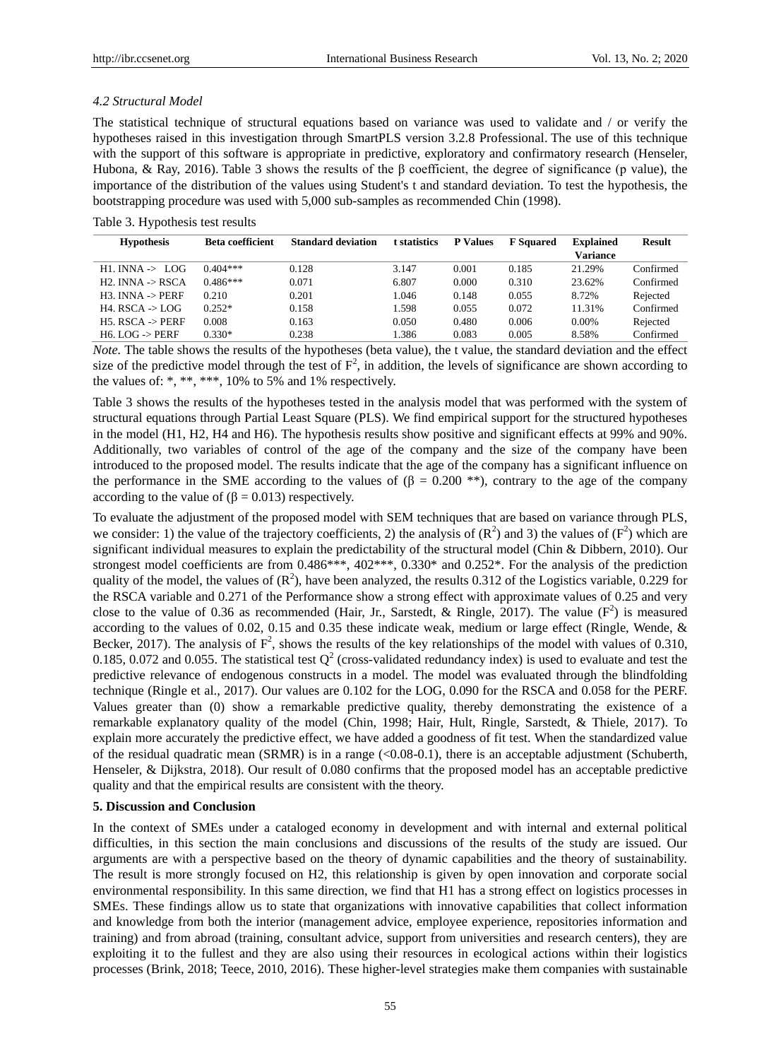*4.2 Structural Model*

The statistical technique of structural equations based on variance was used to validate and / or verify the hypotheses raised in this investigation through SmartPLS version 3.2.8 Professional. The use of this technique with the support of this software is appropriate in predictive, exploratory and confirmatory research (Henseler, Hubona, & Ray, 2016). Table 3 shows the results of the β coefficient, the degree of significance (p value), the importance of the distribution of the values using Student's t and standard deviation. To test the hypothesis, the bootstrapping procedure was used with 5,000 sub-samples as recommended Chin (1998).

Table 3. Hypothesis test results

| Hypothesis | Beta coefficient | Standard deviation | t statistics | P Values | F Squared | Explained Variance | Result |
|---|---|---|---|---|---|---|---|
| H1. INNA -> LOG | 0.404*** | 0.128 | 3.147 | 0.001 | 0.185 | 21.29% | Confirmed |
| H2. INNA -> RSCA | 0.486*** | 0.071 | 6.807 | 0.000 | 0.310 | 23.62% | Confirmed |
| H3. INNA -> PERF | 0.210 | 0.201 | 1.046 | 0.148 | 0.055 | 8.72% | Rejected |
| H4. RSCA -> LOG | 0.252* | 0.158 | 1.598 | 0.055 | 0.072 | 11.31% | Confirmed |
| H5. RSCA -> PERF | 0.008 | 0.163 | 0.050 | 0.480 | 0.006 | 0.00% | Rejected |
| H6. LOG -> PERF | 0.330* | 0.238 | 1.386 | 0.083 | 0.005 | 8.58% | Confirmed |

*Note.* The table shows the results of the hypotheses (beta value), the t value, the standard deviation and the effect size of the predictive model through the test of $F^2$, in addition, the levels of significance are shown according to the values of: *, **, ***, 10% to 5% and 1% respectively.

Table 3 shows the results of the hypotheses tested in the analysis model that was performed with the system of structural equations through Partial Least Square (PLS). We find empirical support for the structured hypotheses in the model (H1, H2, H4 and H6). The hypothesis results show positive and significant effects at 99% and 90%. Additionally, two variables of control of the age of the company and the size of the company have been introduced to the proposed model. The results indicate that the age of the company has a significant influence on the performance in the SME according to the values of (β = 0.200 **), contrary to the age of the company according to the value of (β = 0.013) respectively.

To evaluate the adjustment of the proposed model with SEM techniques that are based on variance through PLS, we consider: 1) the value of the trajectory coefficients, 2) the analysis of ($R^2$) and 3) the values of ($F^2$) which are significant individual measures to explain the predictability of the structural model (Chin & Dibbern, 2010). Our strongest model coefficients are from 0.486***, 402***, 0.330* and 0.252*. For the analysis of the prediction quality of the model, the values of ($R^2$), have been analyzed, the results 0.312 of the Logistics variable, 0.229 for the RSCA variable and 0.271 of the Performance show a strong effect with approximate values of 0.25 and very close to the value of 0.36 as recommended (Hair, Jr., Sarstedt, & Ringle, 2017). The value ($F^2$) is measured according to the values of 0.02, 0.15 and 0.35 these indicate weak, medium or large effect (Ringle, Wende, & Becker, 2017). The analysis of $F^2$, shows the results of the key relationships of the model with values of 0.310, 0.185, 0.072 and 0.055. The statistical test $Q^2$ (cross-validated redundancy index) is used to evaluate and test the predictive relevance of endogenous constructs in a model. The model was evaluated through the blindfolding technique (Ringle et al., 2017). Our values are 0.102 for the LOG, 0.090 for the RSCA and 0.058 for the PERF. Values greater than (0) show a remarkable predictive quality, thereby demonstrating the existence of a remarkable explanatory quality of the model (Chin, 1998; Hair, Hult, Ringle, Sarstedt, & Thiele, 2017). To explain more accurately the predictive effect, we have added a goodness of fit test. When the standardized value of the residual quadratic mean (SRMR) is in a range (<0.08-0.1), there is an acceptable adjustment (Schuberth, Henseler, & Dijkstra, 2018). Our result of 0.080 confirms that the proposed model has an acceptable predictive quality and that the empirical results are consistent with the theory.

## 5. Discussion and Conclusion

In the context of SMEs under a cataloged economy in development and with internal and external political difficulties, in this section the main conclusions and discussions of the results of the study are issued. Our arguments are with a perspective based on the theory of dynamic capabilities and the theory of sustainability. The result is more strongly focused on H2, this relationship is given by open innovation and corporate social environmental responsibility. In this same direction, we find that H1 has a strong effect on logistics processes in SMEs. These findings allow us to state that organizations with innovative capabilities that collect information and knowledge from both the interior (management advice, employee experience, repositories information and training) and from abroad (training, consultant advice, support from universities and research centers), they are exploiting it to the fullest and they are also using their resources in ecological actions within their logistics processes (Brink, 2018; Teece, 2010, 2016). These higher-level strategies make them companies with sustainable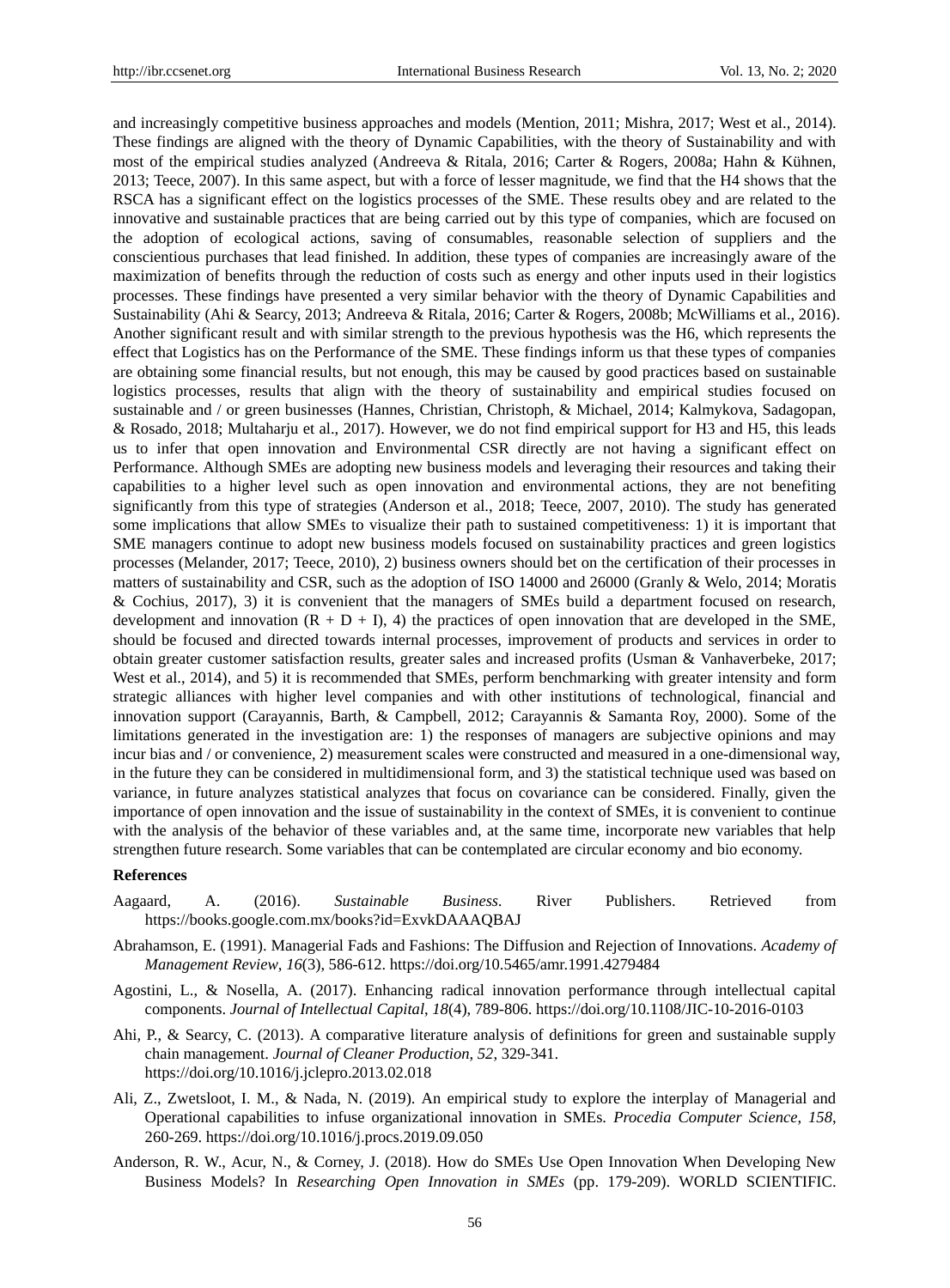and increasingly competitive business approaches and models (Mention, 2011; Mishra, 2017; West et al., 2014). These findings are aligned with the theory of Dynamic Capabilities, with the theory of Sustainability and with most of the empirical studies analyzed (Andreeva & Ritala, 2016; Carter & Rogers, 2008a; Hahn & Kühnen, 2013; Teece, 2007). In this same aspect, but with a force of lesser magnitude, we find that the H4 shows that the RSCA has a significant effect on the logistics processes of the SME. These results obey and are related to the innovative and sustainable practices that are being carried out by this type of companies, which are focused on the adoption of ecological actions, saving of consumables, reasonable selection of suppliers and the conscientious purchases that lead finished. In addition, these types of companies are increasingly aware of the maximization of benefits through the reduction of costs such as energy and other inputs used in their logistics processes. These findings have presented a very similar behavior with the theory of Dynamic Capabilities and Sustainability (Ahi & Searcy, 2013; Andreeva & Ritala, 2016; Carter & Rogers, 2008b; McWilliams et al., 2016). Another significant result and with similar strength to the previous hypothesis was the H6, which represents the effect that Logistics has on the Performance of the SME. These findings inform us that these types of companies are obtaining some financial results, but not enough, this may be caused by good practices based on sustainable logistics processes, results that align with the theory of sustainability and empirical studies focused on sustainable and / or green businesses (Hannes, Christian, Christoph, & Michael, 2014; Kalmykova, Sadagopan, & Rosado, 2018; Multaharju et al., 2017). However, we do not find empirical support for H3 and H5, this leads us to infer that open innovation and Environmental CSR directly are not having a significant effect on Performance. Although SMEs are adopting new business models and leveraging their resources and taking their capabilities to a higher level such as open innovation and environmental actions, they are not benefiting significantly from this type of strategies (Anderson et al., 2018; Teece, 2007, 2010). The study has generated some implications that allow SMEs to visualize their path to sustained competitiveness: 1) it is important that SME managers continue to adopt new business models focused on sustainability practices and green logistics processes (Melander, 2017; Teece, 2010), 2) business owners should bet on the certification of their processes in matters of sustainability and CSR, such as the adoption of ISO 14000 and 26000 (Granly & Welo, 2014; Moratis & Cochius, 2017), 3) it is convenient that the managers of SMEs build a department focused on research, development and innovation (R + D + I), 4) the practices of open innovation that are developed in the SME, should be focused and directed towards internal processes, improvement of products and services in order to obtain greater customer satisfaction results, greater sales and increased profits (Usman & Vanhaverbeke, 2017; West et al., 2014), and 5) it is recommended that SMEs, perform benchmarking with greater intensity and form strategic alliances with higher level companies and with other institutions of technological, financial and innovation support (Carayannis, Barth, & Campbell, 2012; Carayannis & Samanta Roy, 2000). Some of the limitations generated in the investigation are: 1) the responses of managers are subjective opinions and may incur bias and / or convenience, 2) measurement scales were constructed and measured in a one-dimensional way, in the future they can be considered in multidimensional form, and 3) the statistical technique used was based on variance, in future analyzes statistical analyzes that focus on covariance can be considered. Finally, given the importance of open innovation and the issue of sustainability in the context of SMEs, it is convenient to continue with the analysis of the behavior of these variables and, at the same time, incorporate new variables that help strengthen future research. Some variables that can be contemplated are circular economy and bio economy.

## References

Aagaard, A. (2016). *Sustainable Business*. River Publishers. Retrieved from https://books.google.com.mx/books?id=ExvkDAAAQBAJ

Abrahamson, E. (1991). Managerial Fads and Fashions: The Diffusion and Rejection of Innovations. *Academy of Management Review*, *16*(3), 586-612. https://doi.org/10.5465/amr.1991.4279484

Agostini, L., & Nosella, A. (2017). Enhancing radical innovation performance through intellectual capital components. *Journal of Intellectual Capital*, *18*(4), 789-806. https://doi.org/10.1108/JIC-10-2016-0103

Ahi, P., & Searcy, C. (2013). A comparative literature analysis of definitions for green and sustainable supply chain management. *Journal of Cleaner Production*, *52*, 329-341. https://doi.org/10.1016/j.jclepro.2013.02.018

Ali, Z., Zwetsloot, I. M., & Nada, N. (2019). An empirical study to explore the interplay of Managerial and Operational capabilities to infuse organizational innovation in SMEs. *Procedia Computer Science*, *158*, 260-269. https://doi.org/10.1016/j.procs.2019.09.050

Anderson, R. W., Acur, N., & Corney, J. (2018). How do SMEs Use Open Innovation When Developing New Business Models? In *Researching Open Innovation in SMEs* (pp. 179-209). WORLD SCIENTIFIC.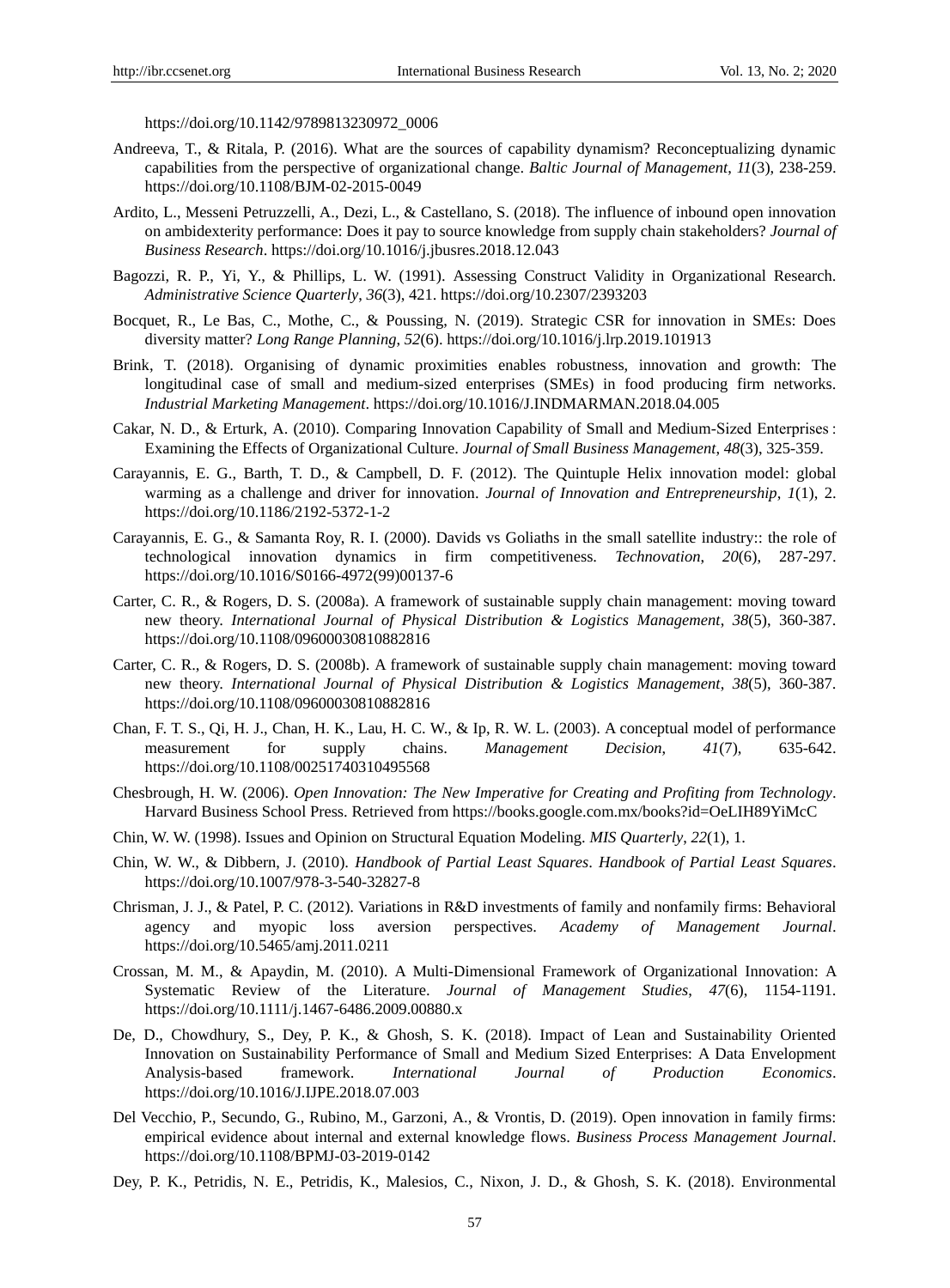https://doi.org/10.1142/9789813230972_0006

Andreeva, T., & Ritala, P. (2016). What are the sources of capability dynamism? Reconceptualizing dynamic capabilities from the perspective of organizational change. *Baltic Journal of Management*, *11*(3), 238-259. https://doi.org/10.1108/BJM-02-2015-0049

Ardito, L., Messeni Petruzzelli, A., Dezi, L., & Castellano, S. (2018). The influence of inbound open innovation on ambidexterity performance: Does it pay to source knowledge from supply chain stakeholders? *Journal of Business Research*. https://doi.org/10.1016/j.jbusres.2018.12.043

Bagozzi, R. P., Yi, Y., & Phillips, L. W. (1991). Assessing Construct Validity in Organizational Research. *Administrative Science Quarterly*, *36*(3), 421. https://doi.org/10.2307/2393203

Bocquet, R., Le Bas, C., Mothe, C., & Poussing, N. (2019). Strategic CSR for innovation in SMEs: Does diversity matter? *Long Range Planning*, *52*(6). https://doi.org/10.1016/j.lrp.2019.101913

Brink, T. (2018). Organising of dynamic proximities enables robustness, innovation and growth: The longitudinal case of small and medium-sized enterprises (SMEs) in food producing firm networks. *Industrial Marketing Management*. https://doi.org/10.1016/J.INDMARMAN.2018.04.005

Cakar, N. D., & Erturk, A. (2010). Comparing Innovation Capability of Small and Medium-Sized Enterprises : Examining the Effects of Organizational Culture. *Journal of Small Business Management*, *48*(3), 325-359.

Carayannis, E. G., Barth, T. D., & Campbell, D. F. (2012). The Quintuple Helix innovation model: global warming as a challenge and driver for innovation. *Journal of Innovation and Entrepreneurship*, *1*(1), 2. https://doi.org/10.1186/2192-5372-1-2

Carayannis, E. G., & Samanta Roy, R. I. (2000). Davids vs Goliaths in the small satellite industry:: the role of technological innovation dynamics in firm competitiveness. *Technovation*, *20*(6), 287-297. https://doi.org/10.1016/S0166-4972(99)00137-6

Carter, C. R., & Rogers, D. S. (2008a). A framework of sustainable supply chain management: moving toward new theory. *International Journal of Physical Distribution & Logistics Management*, *38*(5), 360-387. https://doi.org/10.1108/09600030810882816

Carter, C. R., & Rogers, D. S. (2008b). A framework of sustainable supply chain management: moving toward new theory. *International Journal of Physical Distribution & Logistics Management*, *38*(5), 360-387. https://doi.org/10.1108/09600030810882816

Chan, F. T. S., Qi, H. J., Chan, H. K., Lau, H. C. W., & Ip, R. W. L. (2003). A conceptual model of performance measurement for supply chains. *Management Decision*, *41*(7), 635-642. https://doi.org/10.1108/00251740310495568

Chesbrough, H. W. (2006). *Open Innovation: The New Imperative for Creating and Profiting from Technology*. Harvard Business School Press. Retrieved from https://books.google.com.mx/books?id=OeLIH89YiMcC

Chin, W. W. (1998). Issues and Opinion on Structural Equation Modeling. *MIS Quarterly*, *22*(1), 1.

Chin, W. W., & Dibbern, J. (2010). *Handbook of Partial Least Squares*. *Handbook of Partial Least Squares*. https://doi.org/10.1007/978-3-540-32827-8

Chrisman, J. J., & Patel, P. C. (2012). Variations in R&D investments of family and nonfamily firms: Behavioral agency and myopic loss aversion perspectives. *Academy of Management Journal*. https://doi.org/10.5465/amj.2011.0211

Crossan, M. M., & Apaydin, M. (2010). A Multi-Dimensional Framework of Organizational Innovation: A Systematic Review of the Literature. *Journal of Management Studies*, *47*(6), 1154-1191. https://doi.org/10.1111/j.1467-6486.2009.00880.x

De, D., Chowdhury, S., Dey, P. K., & Ghosh, S. K. (2018). Impact of Lean and Sustainability Oriented Innovation on Sustainability Performance of Small and Medium Sized Enterprises: A Data Envelopment Analysis-based framework. *International Journal of Production Economics*. https://doi.org/10.1016/J.IJPE.2018.07.003

Del Vecchio, P., Secundo, G., Rubino, M., Garzoni, A., & Vrontis, D. (2019). Open innovation in family firms: empirical evidence about internal and external knowledge flows. *Business Process Management Journal*. https://doi.org/10.1108/BPMJ-03-2019-0142

Dey, P. K., Petridis, N. E., Petridis, K., Malesios, C., Nixon, J. D., & Ghosh, S. K. (2018). Environmental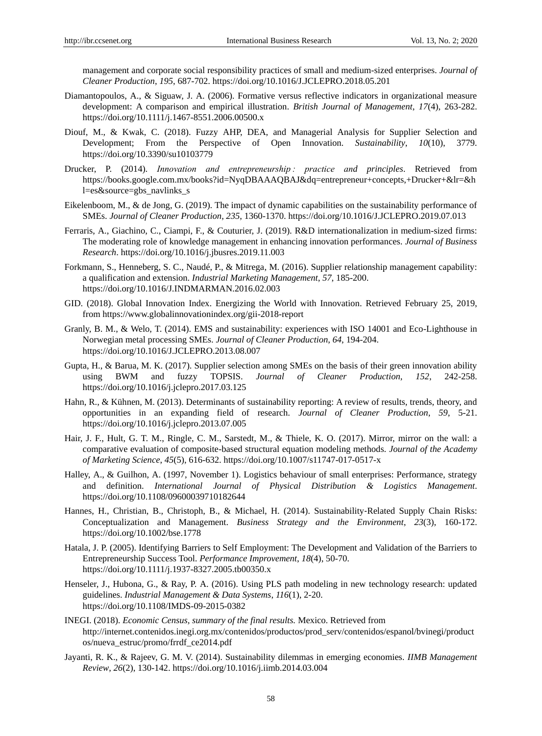management and corporate social responsibility practices of small and medium-sized enterprises. *Journal of Cleaner Production*, *195*, 687-702. https://doi.org/10.1016/J.JCLEPRO.2018.05.201

Diamantopoulos, A., & Siguaw, J. A. (2006). Formative versus reflective indicators in organizational measure development: A comparison and empirical illustration. *British Journal of Management*, *17*(4), 263-282. https://doi.org/10.1111/j.1467-8551.2006.00500.x

Diouf, M., & Kwak, C. (2018). Fuzzy AHP, DEA, and Managerial Analysis for Supplier Selection and Development; From the Perspective of Open Innovation. *Sustainability*, *10*(10), 3779. https://doi.org/10.3390/su10103779

Drucker, P. (2014). *Innovation and entrepreneurship : practice and principles*. Retrieved from https://books.google.com.mx/books?id=NyqDBAAAQBAJ&dq=entrepreneur+concepts,+Drucker+&lr=&hl=es&source=gbs_navlinks_s

Eikelenboom, M., & de Jong, G. (2019). The impact of dynamic capabilities on the sustainability performance of SMEs. *Journal of Cleaner Production*, *235*, 1360-1370. https://doi.org/10.1016/J.JCLEPRO.2019.07.013

Ferraris, A., Giachino, C., Ciampi, F., & Couturier, J. (2019). R&D internationalization in medium-sized firms: The moderating role of knowledge management in enhancing innovation performances. *Journal of Business Research*. https://doi.org/10.1016/j.jbusres.2019.11.003

Forkmann, S., Henneberg, S. C., Naudé, P., & Mitrega, M. (2016). Supplier relationship management capability: a qualification and extension. *Industrial Marketing Management*, *57*, 185-200. https://doi.org/10.1016/J.INDMARMAN.2016.02.003

GID. (2018). Global Innovation Index. Energizing the World with Innovation. Retrieved February 25, 2019, from https://www.globalinnovationindex.org/gii-2018-report

Granly, B. M., & Welo, T. (2014). EMS and sustainability: experiences with ISO 14001 and Eco-Lighthouse in Norwegian metal processing SMEs. *Journal of Cleaner Production*, *64*, 194-204. https://doi.org/10.1016/J.JCLEPRO.2013.08.007

Gupta, H., & Barua, M. K. (2017). Supplier selection among SMEs on the basis of their green innovation ability using BWM and fuzzy TOPSIS. *Journal of Cleaner Production*, *152*, 242-258. https://doi.org/10.1016/j.jclepro.2017.03.125

Hahn, R., & Kühnen, M. (2013). Determinants of sustainability reporting: A review of results, trends, theory, and opportunities in an expanding field of research. *Journal of Cleaner Production*, *59*, 5-21. https://doi.org/10.1016/j.jclepro.2013.07.005

Hair, J. F., Hult, G. T. M., Ringle, C. M., Sarstedt, M., & Thiele, K. O. (2017). Mirror, mirror on the wall: a comparative evaluation of composite-based structural equation modeling methods. *Journal of the Academy of Marketing Science*, *45*(5), 616-632. https://doi.org/10.1007/s11747-017-0517-x

Halley, A., & Guilhon, A. (1997, November 1). Logistics behaviour of small enterprises: Performance, strategy and definition. *International Journal of Physical Distribution & Logistics Management*. https://doi.org/10.1108/09600039710182644

Hannes, H., Christian, B., Christoph, B., & Michael, H. (2014). Sustainability-Related Supply Chain Risks: Conceptualization and Management. *Business Strategy and the Environment*, *23*(3), 160-172. https://doi.org/10.1002/bse.1778

Hatala, J. P. (2005). Identifying Barriers to Self Employment: The Development and Validation of the Barriers to Entrepreneurship Success Tool. *Performance Improvement*, *18*(4), 50-70. https://doi.org/10.1111/j.1937-8327.2005.tb00350.x

Henseler, J., Hubona, G., & Ray, P. A. (2016). Using PLS path modeling in new technology research: updated guidelines. *Industrial Management & Data Systems*, *116*(1), 2-20. https://doi.org/10.1108/IMDS-09-2015-0382

INEGI. (2018). *Economic Census, summary of the final results.* Mexico. Retrieved from http://internet.contenidos.inegi.org.mx/contenidos/productos/prod_serv/contenidos/espanol/bvinegi/productos/nueva_estruc/promo/frrdf_ce2014.pdf

Jayanti, R. K., & Rajeev, G. M. V. (2014). Sustainability dilemmas in emerging economies. *IIMB Management Review*, *26*(2), 130-142. https://doi.org/10.1016/j.iimb.2014.03.004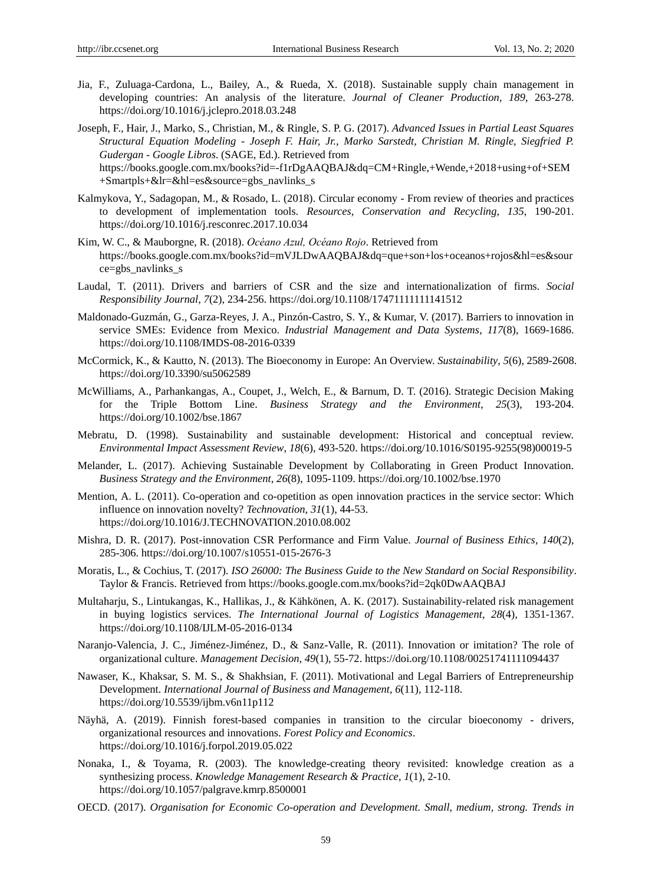Jia, F., Zuluaga-Cardona, L., Bailey, A., & Rueda, X. (2018). Sustainable supply chain management in developing countries: An analysis of the literature. *Journal of Cleaner Production*, *189*, 263-278. https://doi.org/10.1016/j.jclepro.2018.03.248

Joseph, F., Hair, J., Marko, S., Christian, M., & Ringle, S. P. G. (2017). *Advanced Issues in Partial Least Squares Structural Equation Modeling - Joseph F. Hair, Jr., Marko Sarstedt, Christian M. Ringle, Siegfried P. Gudergan - Google Libros*. (SAGE, Ed.). Retrieved from https://books.google.com.mx/books?id=-f1rDgAAQBAJ&dq=CM+Ringle,+Wende,+2018+using+of+SEM+Smartpls+&lr=&hl=es&source=gbs_navlinks_s

Kalmykova, Y., Sadagopan, M., & Rosado, L. (2018). Circular economy - From review of theories and practices to development of implementation tools. *Resources, Conservation and Recycling*, *135*, 190-201. https://doi.org/10.1016/j.resconrec.2017.10.034

Kim, W. C., & Mauborgne, R. (2018). *Océano Azul, Océano Rojo*. Retrieved from https://books.google.com.mx/books?id=mVJLDwAAQBAJ&dq=que+son+los+oceanos+rojos&hl=es&source=gbs_navlinks_s

Laudal, T. (2011). Drivers and barriers of CSR and the size and internationalization of firms. *Social Responsibility Journal*, *7*(2), 234-256. https://doi.org/10.1108/17471111111141512

Maldonado-Guzmán, G., Garza-Reyes, J. A., Pinzón-Castro, S. Y., & Kumar, V. (2017). Barriers to innovation in service SMEs: Evidence from Mexico. *Industrial Management and Data Systems*, *117*(8), 1669-1686. https://doi.org/10.1108/IMDS-08-2016-0339

McCormick, K., & Kautto, N. (2013). The Bioeconomy in Europe: An Overview. *Sustainability*, *5*(6), 2589-2608. https://doi.org/10.3390/su5062589

McWilliams, A., Parhankangas, A., Coupet, J., Welch, E., & Barnum, D. T. (2016). Strategic Decision Making for the Triple Bottom Line. *Business Strategy and the Environment*, *25*(3), 193-204. https://doi.org/10.1002/bse.1867

Mebratu, D. (1998). Sustainability and sustainable development: Historical and conceptual review. *Environmental Impact Assessment Review*, *18*(6), 493-520. https://doi.org/10.1016/S0195-9255(98)00019-5

Melander, L. (2017). Achieving Sustainable Development by Collaborating in Green Product Innovation. *Business Strategy and the Environment, 26*(8), 1095-1109. https://doi.org/10.1002/bse.1970

Mention, A. L. (2011). Co-operation and co-opetition as open innovation practices in the service sector: Which influence on innovation novelty? *Technovation*, *31*(1), 44-53. https://doi.org/10.1016/J.TECHNOVATION.2010.08.002

Mishra, D. R. (2017). Post-innovation CSR Performance and Firm Value. *Journal of Business Ethics*, *140*(2), 285-306. https://doi.org/10.1007/s10551-015-2676-3

Moratis, L., & Cochius, T. (2017). *ISO 26000: The Business Guide to the New Standard on Social Responsibility*. Taylor & Francis. Retrieved from https://books.google.com.mx/books?id=2qk0DwAAQBAJ

Multaharju, S., Lintukangas, K., Hallikas, J., & Kähkönen, A. K. (2017). Sustainability-related risk management in buying logistics services. *The International Journal of Logistics Management*, *28*(4), 1351-1367. https://doi.org/10.1108/IJLM-05-2016-0134

Naranjo-Valencia, J. C., Jiménez-Jiménez, D., & Sanz-Valle, R. (2011). Innovation or imitation? The role of organizational culture. *Management Decision*, *49*(1), 55-72. https://doi.org/10.1108/00251741111094437

Nawaser, K., Khaksar, S. M. S., & Shakhsian, F. (2011). Motivational and Legal Barriers of Entrepreneurship Development. *International Journal of Business and Management*, *6*(11), 112-118. https://doi.org/10.5539/ijbm.v6n11p112

Näyhä, A. (2019). Finnish forest-based companies in transition to the circular bioeconomy - drivers, organizational resources and innovations. *Forest Policy and Economics*. https://doi.org/10.1016/j.forpol.2019.05.022

Nonaka, I., & Toyama, R. (2003). The knowledge-creating theory revisited: knowledge creation as a synthesizing process. *Knowledge Management Research & Practice*, *1*(1), 2-10. https://doi.org/10.1057/palgrave.kmrp.8500001

OECD. (2017). *Organisation for Economic Co-operation and Development. Small, medium, strong. Trends in*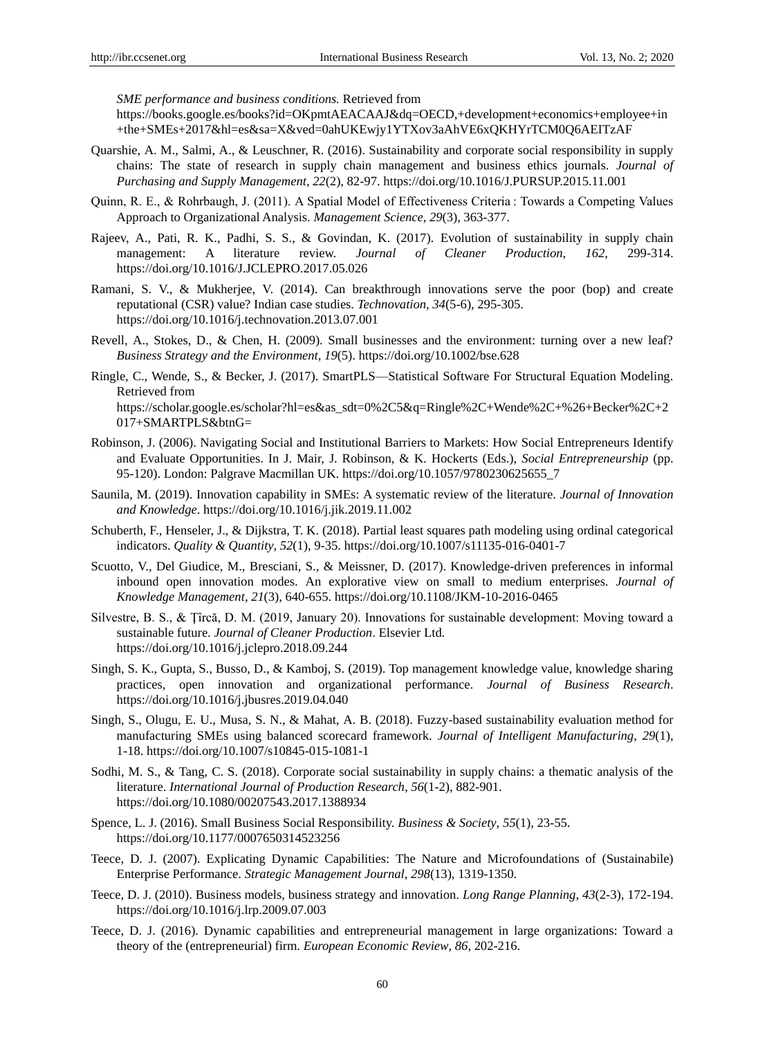*SME performance and business conditions.* Retrieved from https://books.google.es/books?id=OKpmtAEACAAJ&dq=OECD,+development+economics+employee+in+the+SMEs+2017&hl=es&sa=X&ved=0ahUKEwjy1YTXov3aAhVE6xQKHYrTCM0Q6AEITzAF

Quarshie, A. M., Salmi, A., & Leuschner, R. (2016). Sustainability and corporate social responsibility in supply chains: The state of research in supply chain management and business ethics journals. *Journal of Purchasing and Supply Management*, *22*(2), 82-97. https://doi.org/10.1016/J.PURSUP.2015.11.001

Quinn, R. E., & Rohrbaugh, J. (2011). A Spatial Model of Effectiveness Criteria : Towards a Competing Values Approach to Organizational Analysis. *Management Science*, *29*(3), 363-377.

Rajeev, A., Pati, R. K., Padhi, S. S., & Govindan, K. (2017). Evolution of sustainability in supply chain management: A literature review. *Journal of Cleaner Production*, *162*, 299-314. https://doi.org/10.1016/J.JCLEPRO.2017.05.026

Ramani, S. V., & Mukherjee, V. (2014). Can breakthrough innovations serve the poor (bop) and create reputational (CSR) value? Indian case studies. *Technovation*, *34*(5-6), 295-305. https://doi.org/10.1016/j.technovation.2013.07.001

Revell, A., Stokes, D., & Chen, H. (2009). Small businesses and the environment: turning over a new leaf? *Business Strategy and the Environment*, *19*(5). https://doi.org/10.1002/bse.628

Ringle, C., Wende, S., & Becker, J. (2017). SmartPLS—Statistical Software For Structural Equation Modeling. Retrieved from https://scholar.google.es/scholar?hl=es&as_sdt=0%2C5&q=Ringle%2C+Wende%2C+%26+Becker%2C+2017+SMARTPLS&btnG=

Robinson, J. (2006). Navigating Social and Institutional Barriers to Markets: How Social Entrepreneurs Identify and Evaluate Opportunities. In J. Mair, J. Robinson, & K. Hockerts (Eds.), *Social Entrepreneurship* (pp. 95-120). London: Palgrave Macmillan UK. https://doi.org/10.1057/9780230625655_7

Saunila, M. (2019). Innovation capability in SMEs: A systematic review of the literature. *Journal of Innovation and Knowledge*. https://doi.org/10.1016/j.jik.2019.11.002

Schuberth, F., Henseler, J., & Dijkstra, T. K. (2018). Partial least squares path modeling using ordinal categorical indicators. *Quality & Quantity*, *52*(1), 9-35. https://doi.org/10.1007/s11135-016-0401-7

Scuotto, V., Del Giudice, M., Bresciani, S., & Meissner, D. (2017). Knowledge-driven preferences in informal inbound open innovation modes. An explorative view on small to medium enterprises. *Journal of Knowledge Management*, *21*(3), 640-655. https://doi.org/10.1108/JKM-10-2016-0465

Silvestre, B. S., & Ţîrcă, D. M. (2019, January 20). Innovations for sustainable development: Moving toward a sustainable future. *Journal of Cleaner Production*. Elsevier Ltd. https://doi.org/10.1016/j.jclepro.2018.09.244

Singh, S. K., Gupta, S., Busso, D., & Kamboj, S. (2019). Top management knowledge value, knowledge sharing practices, open innovation and organizational performance. *Journal of Business Research*. https://doi.org/10.1016/j.jbusres.2019.04.040

Singh, S., Olugu, E. U., Musa, S. N., & Mahat, A. B. (2018). Fuzzy-based sustainability evaluation method for manufacturing SMEs using balanced scorecard framework. *Journal of Intelligent Manufacturing*, *29*(1), 1-18. https://doi.org/10.1007/s10845-015-1081-1

Sodhi, M. S., & Tang, C. S. (2018). Corporate social sustainability in supply chains: a thematic analysis of the literature. *International Journal of Production Research*, *56*(1-2), 882-901. https://doi.org/10.1080/00207543.2017.1388934

Spence, L. J. (2016). Small Business Social Responsibility. *Business & Society*, *55*(1), 23-55. https://doi.org/10.1177/0007650314523256

Teece, D. J. (2007). Explicating Dynamic Capabilities: The Nature and Microfoundations of (Sustainabile) Enterprise Performance. *Strategic Management Journal*, *298*(13), 1319-1350.

Teece, D. J. (2010). Business models, business strategy and innovation. *Long Range Planning*, *43*(2-3), 172-194. https://doi.org/10.1016/j.lrp.2009.07.003

Teece, D. J. (2016). Dynamic capabilities and entrepreneurial management in large organizations: Toward a theory of the (entrepreneurial) firm. *European Economic Review*, *86*, 202-216.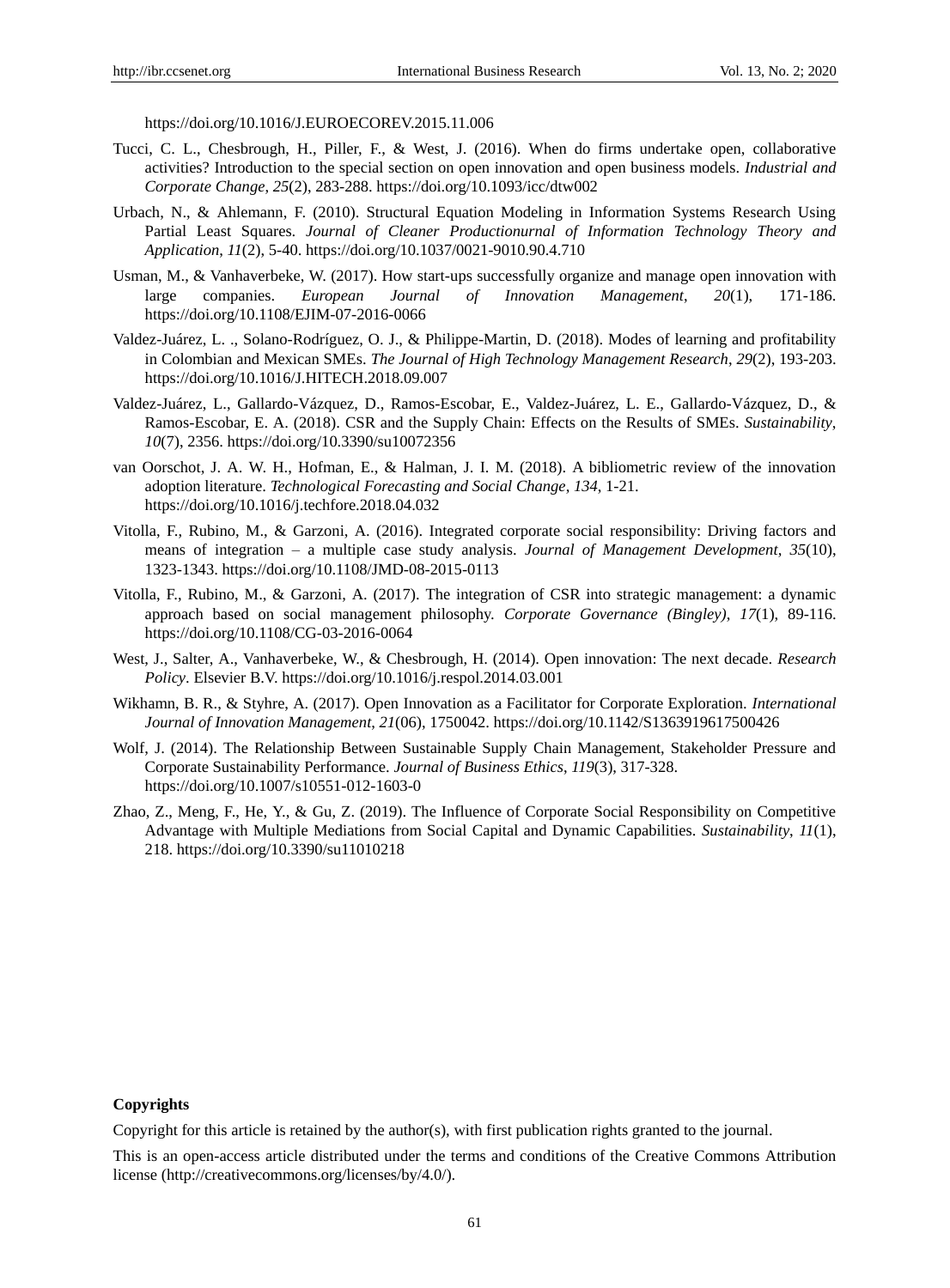https://doi.org/10.1016/J.EUROECOREV.2015.11.006

Tucci, C. L., Chesbrough, H., Piller, F., & West, J. (2016). When do firms undertake open, collaborative activities? Introduction to the special section on open innovation and open business models. *Industrial and Corporate Change*, *25*(2), 283-288. https://doi.org/10.1093/icc/dtw002

Urbach, N., & Ahlemann, F. (2010). Structural Equation Modeling in Information Systems Research Using Partial Least Squares. *Journal of Cleaner Productionurnal of Information Technology Theory and Application*, *11*(2), 5-40. https://doi.org/10.1037/0021-9010.90.4.710

Usman, M., & Vanhaverbeke, W. (2017). How start-ups successfully organize and manage open innovation with large companies. *European Journal of Innovation Management*, *20*(1), 171-186. https://doi.org/10.1108/EJIM-07-2016-0066

Valdez-Juárez, L. ., Solano-Rodríguez, O. J., & Philippe-Martin, D. (2018). Modes of learning and profitability in Colombian and Mexican SMEs. *The Journal of High Technology Management Research*, *29*(2), 193-203. https://doi.org/10.1016/J.HITECH.2018.09.007

Valdez-Juárez, L., Gallardo-Vázquez, D., Ramos-Escobar, E., Valdez-Juárez, L. E., Gallardo-Vázquez, D., & Ramos-Escobar, E. A. (2018). CSR and the Supply Chain: Effects on the Results of SMEs. *Sustainability*, *10*(7), 2356. https://doi.org/10.3390/su10072356

van Oorschot, J. A. W. H., Hofman, E., & Halman, J. I. M. (2018). A bibliometric review of the innovation adoption literature. *Technological Forecasting and Social Change*, *134*, 1-21. https://doi.org/10.1016/j.techfore.2018.04.032

Vitolla, F., Rubino, M., & Garzoni, A. (2016). Integrated corporate social responsibility: Driving factors and means of integration – a multiple case study analysis. *Journal of Management Development*, *35*(10), 1323-1343. https://doi.org/10.1108/JMD-08-2015-0113

Vitolla, F., Rubino, M., & Garzoni, A. (2017). The integration of CSR into strategic management: a dynamic approach based on social management philosophy. *Corporate Governance (Bingley)*, *17*(1), 89-116. https://doi.org/10.1108/CG-03-2016-0064

West, J., Salter, A., Vanhaverbeke, W., & Chesbrough, H. (2014). Open innovation: The next decade. *Research Policy*. Elsevier B.V. https://doi.org/10.1016/j.respol.2014.03.001

Wikhamn, B. R., & Styhre, A. (2017). Open Innovation as a Facilitator for Corporate Exploration. *International Journal of Innovation Management*, *21*(06), 1750042. https://doi.org/10.1142/S1363919617500426

Wolf, J. (2014). The Relationship Between Sustainable Supply Chain Management, Stakeholder Pressure and Corporate Sustainability Performance. *Journal of Business Ethics*, *119*(3), 317-328. https://doi.org/10.1007/s10551-012-1603-0

Zhao, Z., Meng, F., He, Y., & Gu, Z. (2019). The Influence of Corporate Social Responsibility on Competitive Advantage with Multiple Mediations from Social Capital and Dynamic Capabilities. *Sustainability*, *11*(1), 218. https://doi.org/10.3390/su11010218

**Copyrights**

Copyright for this article is retained by the author(s), with first publication rights granted to the journal.

This is an open-access article distributed under the terms and conditions of the Creative Commons Attribution license (http://creativecommons.org/licenses/by/4.0/).